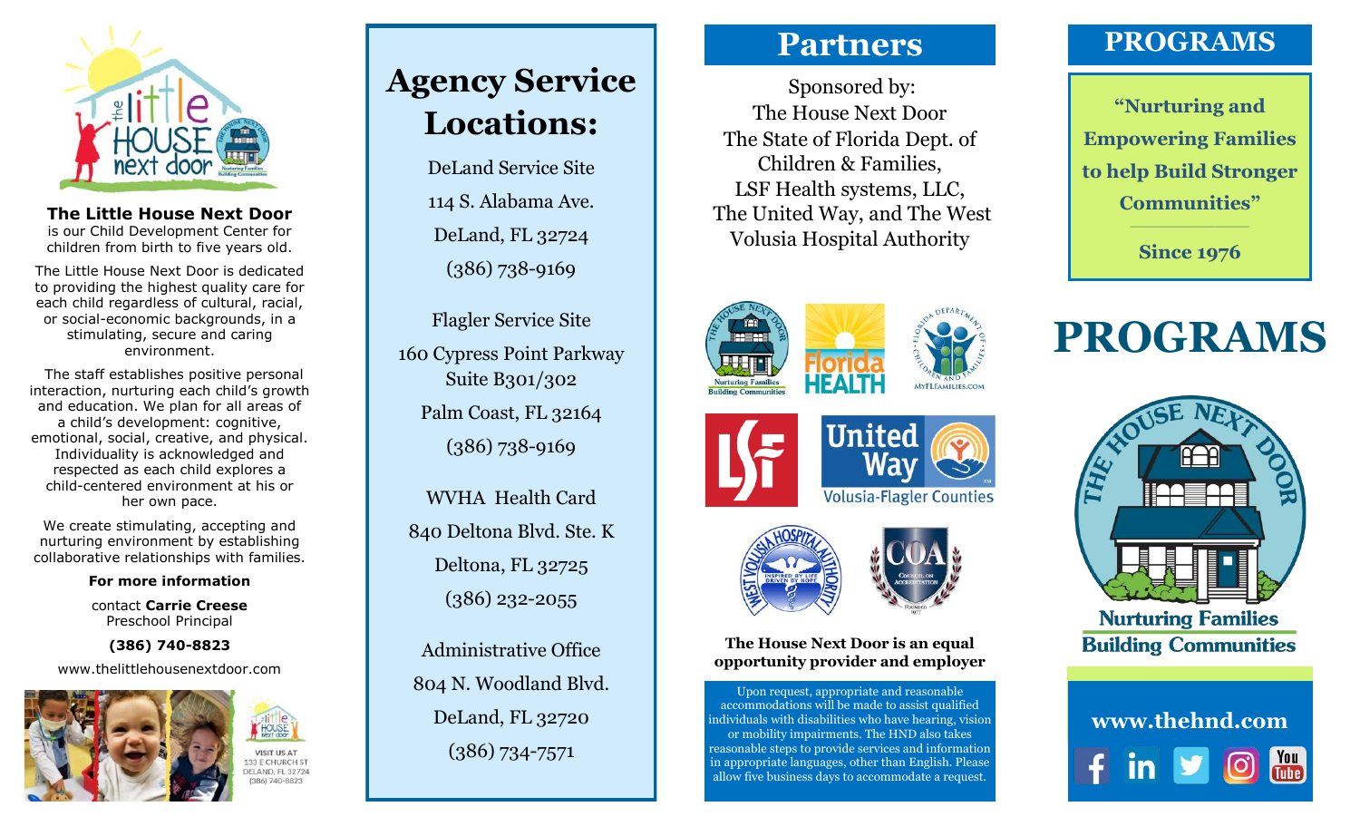**The Little House Next Door** is our Child Development Center for children from birth to five years old.

The Little House Next Door is dedicated to providing the highest quality care for each child regardless of cultural, racial, or social-economic backgrounds, in a stimulating, secure and caring environment.

The staff establishes positive personal interaction, nurturing each child's growth and education. We plan for all areas of a child's development: cognitive, emotional, social, creative, and physical. Individuality is acknowledged and respected as each child explores a child-centered environment at his or her own pace.

We create stimulating, accepting and nurturing environment by establishing collaborative relationships with families.

**For more information**

contact **Carrie Creese**
Preschool Principal

**(386) 740-8823**

www.thelittlehousenextdoor.com

VISIT US AT
133 E CHURCH ST
DELAND, FL 32724
(386) 740-8823

# Agency Service Locations:

DeLand Service Site
114 S. Alabama Ave.
DeLand, FL 32724
(386) 738-9169

Flagler Service Site
160 Cypress Point Parkway
Suite B301/302
Palm Coast, FL 32164
(386) 738-9169

WVHA Health Card
840 Deltona Blvd. Ste. K
Deltona, FL 32725
(386) 232-2055

Administrative Office
804 N. Woodland Blvd.
DeLand, FL 32720
(386) 734-7571

# Partners

Sponsored by:
The House Next Door
The State of Florida Dept. of Children & Families,
LSF Health systems, LLC,
The United Way, and The West Volusia Hospital Authority

**The House Next Door is an equal opportunity provider and employer**

Upon request, appropriate and reasonable accommodations will be made to assist qualified individuals with disabilities who have hearing, vision or mobility impairments. The HND also takes reasonable steps to provide services and information in appropriate languages, other than English. Please allow five business days to accommodate a request.

# PROGRAMS

**"Nurturing and Empowering Families to help Build Stronger Communities"**

**Since 1976**

# PROGRAMS

Nurturing Families
Building Communities

**www.thehnd.com**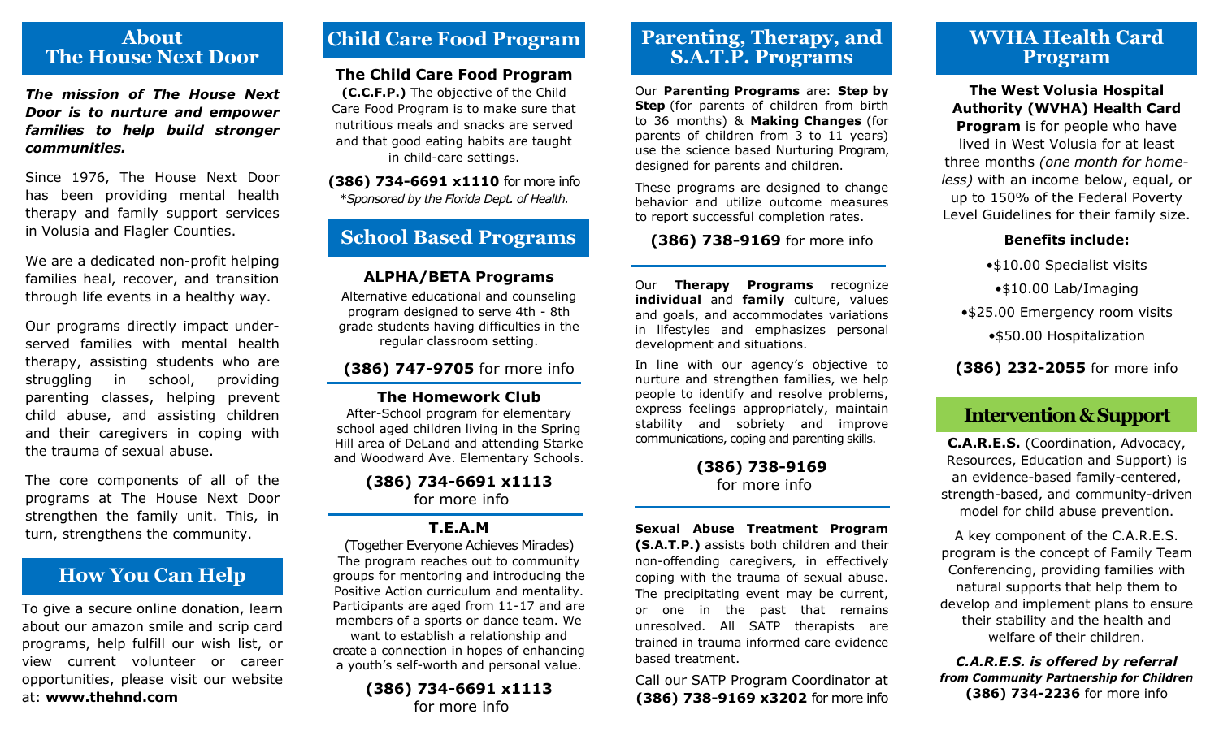## About The House Next Door

***The mission of The House Next Door is to nurture and empower families to help build stronger communities.***

Since 1976, The House Next Door has been providing mental health therapy and family support services in Volusia and Flagler Counties.

We are a dedicated non-profit helping families heal, recover, and transition through life events in a healthy way.

Our programs directly impact under-served families with mental health therapy, assisting students who are struggling in school, providing parenting classes, helping prevent child abuse, and assisting children and their caregivers in coping with the trauma of sexual abuse.

The core components of all of the programs at The House Next Door strengthen the family unit. This, in turn, strengthens the community.

## How You Can Help

To give a secure online donation, learn about our amazon smile and scrip card programs, help fulfill our wish list, or view current volunteer or career opportunities, please visit our website at: **www.thehnd.com**

## Child Care Food Program

**The Child Care Food Program (C.C.F.P.)** The objective of the Child Care Food Program is to make sure that nutritious meals and snacks are served and that good eating habits are taught in child-care settings.

**(386) 734-6691 x1110** for more info
*\*Sponsored by the Florida Dept. of Health.*

## School Based Programs

### ALPHA/BETA Programs

Alternative educational and counseling program designed to serve 4th - 8th grade students having difficulties in the regular classroom setting.

**(386) 747-9705** for more info

### The Homework Club

After-School program for elementary school aged children living in the Spring Hill area of DeLand and attending Starke and Woodward Ave. Elementary Schools.

**(386) 734-6691 x1113** for more info

### T.E.A.M

(Together Everyone Achieves Miracles) The program reaches out to community groups for mentoring and introducing the Positive Action curriculum and mentality. Participants are aged from 11-17 and are members of a sports or dance team. We want to establish a relationship and create a connection in hopes of enhancing a youth's self-worth and personal value.

**(386) 734-6691 x1113** for more info

## Parenting, Therapy, and S.A.T.P. Programs

Our **Parenting Programs** are: **Step by Step** (for parents of children from birth to 36 months) & **Making Changes** (for parents of children from 3 to 11 years) use the science based Nurturing Program, designed for parents and children.

These programs are designed to change behavior and utilize outcome measures to report successful completion rates.

**(386) 738-9169** for more info

Our **Therapy Programs** recognize **individual** and **family** culture, values and goals, and accommodates variations in lifestyles and emphasizes personal development and situations.

In line with our agency's objective to nurture and strengthen families, we help people to identify and resolve problems, express feelings appropriately, maintain stability and sobriety and improve communications, coping and parenting skills.

**(386) 738-9169** for more info

**Sexual Abuse Treatment Program (S.A.T.P.)** assists both children and their non-offending caregivers, in effectively coping with the trauma of sexual abuse. The precipitating event may be current, or one in the past that remains unresolved. All SATP therapists are trained in trauma informed care evidence based treatment.

Call our SATP Program Coordinator at **(386) 738-9169 x3202** for more info

## WVHA Health Card Program

**The West Volusia Hospital Authority (WVHA) Health Card Program** is for people who have lived in West Volusia for at least three months *(one month for homeless)* with an income below, equal, or up to 150% of the Federal Poverty Level Guidelines for their family size.

**Benefits include:**

- $10.00 Specialist visits
- $10.00 Lab/Imaging
- $25.00 Emergency room visits
- $50.00 Hospitalization

**(386) 232-2055** for more info

## Intervention & Support

**C.A.R.E.S.** (Coordination, Advocacy, Resources, Education and Support) is an evidence-based family-centered, strength-based, and community-driven model for child abuse prevention.

A key component of the C.A.R.E.S. program is the concept of Family Team Conferencing, providing families with natural supports that help them to develop and implement plans to ensure their stability and the health and welfare of their children.

***C.A.R.E.S. is offered by referral from Community Partnership for Children***
**(386) 734-2236** for more info